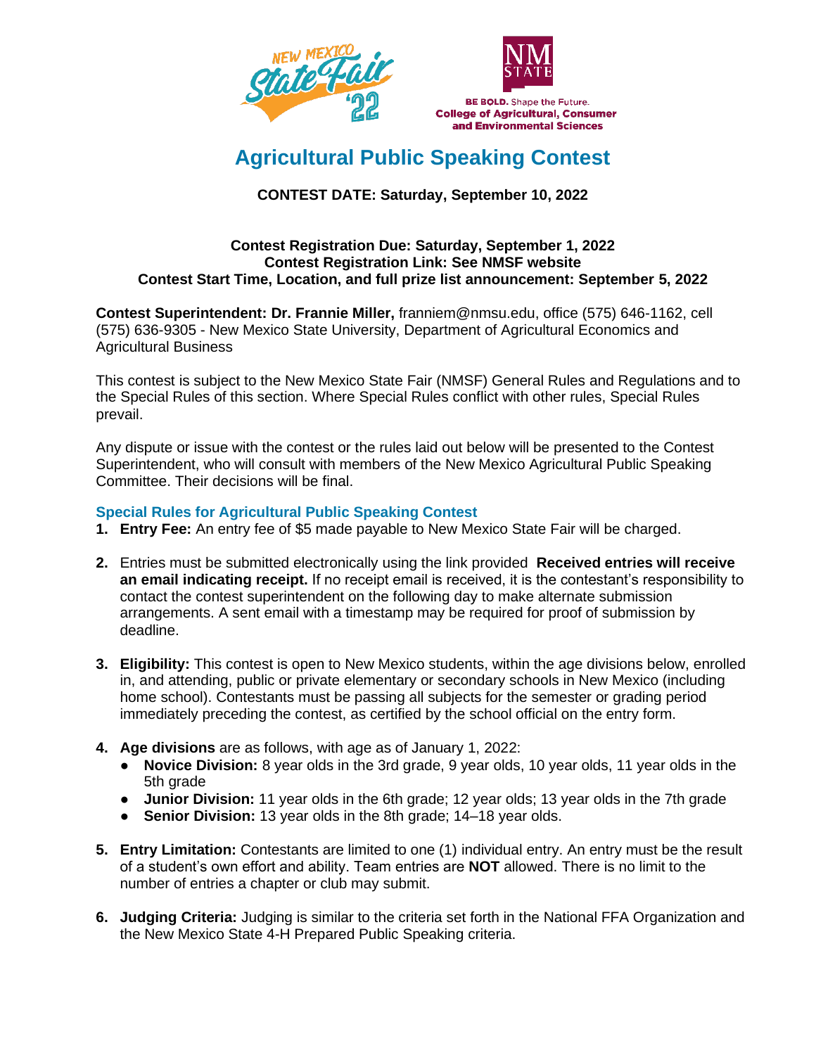# Agricultural Public Speaking Contest

**CONTEST DATE: Saturday, September 10, 2022**

**Contest Registration Due: Saturday, September 1, 2022**
**Contest Registration Link: See NMSF website**
**Contest Start Time, Location, and full prize list announcement: September 5, 2022**

**Contest Superintendent: Dr. Frannie Miller,** franniem@nmsu.edu, office (575) 646-1162, cell (575) 636-9305 - New Mexico State University, Department of Agricultural Economics and Agricultural Business

This contest is subject to the New Mexico State Fair (NMSF) General Rules and Regulations and to the Special Rules of this section. Where Special Rules conflict with other rules, Special Rules prevail.

Any dispute or issue with the contest or the rules laid out below will be presented to the Contest Superintendent, who will consult with members of the New Mexico Agricultural Public Speaking Committee. Their decisions will be final.

### Special Rules for Agricultural Public Speaking Contest

1. **Entry Fee:** An entry fee of $5 made payable to New Mexico State Fair will be charged.

2. Entries must be submitted electronically using the link provided **Received entries will receive an email indicating receipt.** If no receipt email is received, it is the contestant's responsibility to contact the contest superintendent on the following day to make alternate submission arrangements. A sent email with a timestamp may be required for proof of submission by deadline.

3. **Eligibility:** This contest is open to New Mexico students, within the age divisions below, enrolled in, and attending, public or private elementary or secondary schools in New Mexico (including home school). Contestants must be passing all subjects for the semester or grading period immediately preceding the contest, as certified by the school official on the entry form.

4. **Age divisions** are as follows, with age as of January 1, 2022:
   - **Novice Division:** 8 year olds in the 3rd grade, 9 year olds, 10 year olds, 11 year olds in the 5th grade
   - **Junior Division:** 11 year olds in the 6th grade; 12 year olds; 13 year olds in the 7th grade
   - **Senior Division:** 13 year olds in the 8th grade; 14–18 year olds.

5. **Entry Limitation:** Contestants are limited to one (1) individual entry. An entry must be the result of a student's own effort and ability. Team entries are **NOT** allowed. There is no limit to the number of entries a chapter or club may submit.

6. **Judging Criteria:** Judging is similar to the criteria set forth in the National FFA Organization and the New Mexico State 4-H Prepared Public Speaking criteria.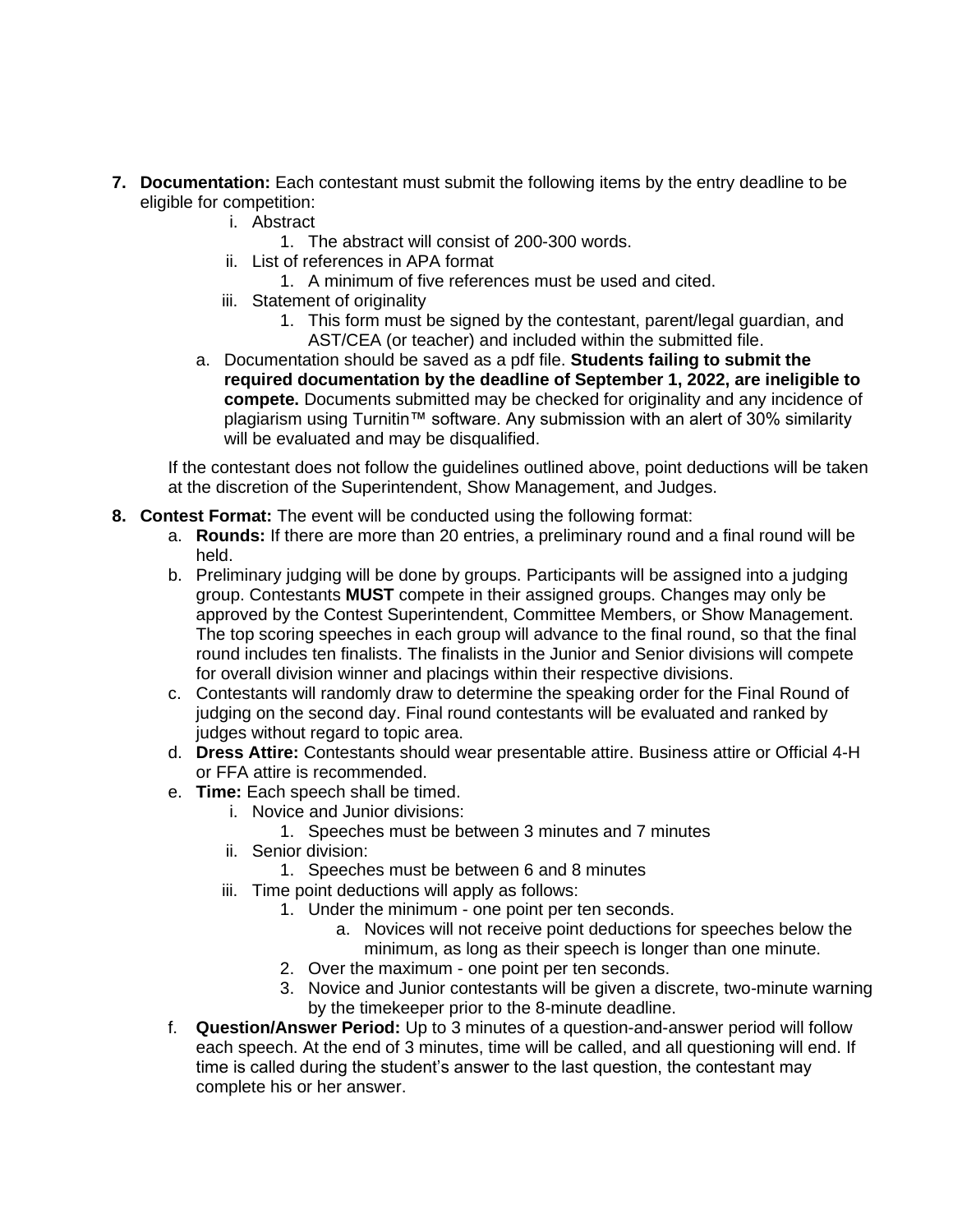7. **Documentation:** Each contestant must submit the following items by the entry deadline to be eligible for competition:
    i. Abstract
        1. The abstract will consist of 200-300 words.
    ii. List of references in APA format
        1. A minimum of five references must be used and cited.
    iii. Statement of originality
        1. This form must be signed by the contestant, parent/legal guardian, and AST/CEA (or teacher) and included within the submitted file.

    a. Documentation should be saved as a pdf file. **Students failing to submit the required documentation by the deadline of September 1, 2022, are ineligible to compete.** Documents submitted may be checked for originality and any incidence of plagiarism using Turnitin™ software. Any submission with an alert of 30% similarity will be evaluated and may be disqualified.

    If the contestant does not follow the guidelines outlined above, point deductions will be taken at the discretion of the Superintendent, Show Management, and Judges.

8. **Contest Format:** The event will be conducted using the following format:
    a. **Rounds:** If there are more than 20 entries, a preliminary round and a final round will be held.
    b. Preliminary judging will be done by groups. Participants will be assigned into a judging group. Contestants **MUST** compete in their assigned groups. Changes may only be approved by the Contest Superintendent, Committee Members, or Show Management. The top scoring speeches in each group will advance to the final round, so that the final round includes ten finalists. The finalists in the Junior and Senior divisions will compete for overall division winner and placings within their respective divisions.
    c. Contestants will randomly draw to determine the speaking order for the Final Round of judging on the second day. Final round contestants will be evaluated and ranked by judges without regard to topic area.
    d. **Dress Attire:** Contestants should wear presentable attire. Business attire or Official 4-H or FFA attire is recommended.
    e. **Time:** Each speech shall be timed.
        i. Novice and Junior divisions:
            1. Speeches must be between 3 minutes and 7 minutes
        ii. Senior division:
            1. Speeches must be between 6 and 8 minutes
        iii. Time point deductions will apply as follows:
            1. Under the minimum - one point per ten seconds.
                a. Novices will not receive point deductions for speeches below the minimum, as long as their speech is longer than one minute.
            2. Over the maximum - one point per ten seconds.
            3. Novice and Junior contestants will be given a discrete, two-minute warning by the timekeeper prior to the 8-minute deadline.
    f. **Question/Answer Period:** Up to 3 minutes of a question-and-answer period will follow each speech. At the end of 3 minutes, time will be called, and all questioning will end. If time is called during the student's answer to the last question, the contestant may complete his or her answer.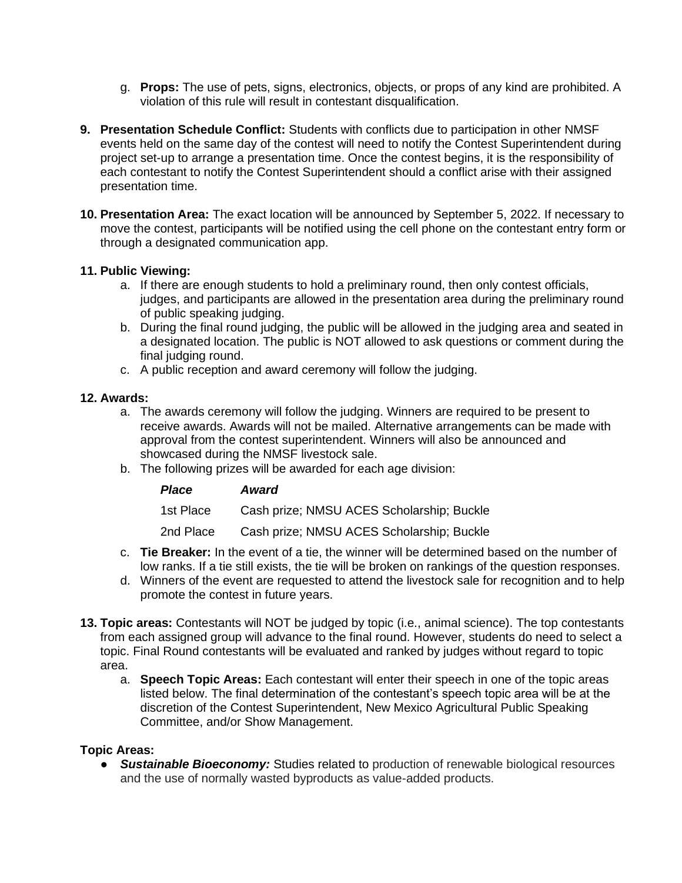g. **Props:** The use of pets, signs, electronics, objects, or props of any kind are prohibited. A violation of this rule will result in contestant disqualification.

9. **Presentation Schedule Conflict:** Students with conflicts due to participation in other NMSF events held on the same day of the contest will need to notify the Contest Superintendent during project set-up to arrange a presentation time. Once the contest begins, it is the responsibility of each contestant to notify the Contest Superintendent should a conflict arise with their assigned presentation time.

10. **Presentation Area:** The exact location will be announced by September 5, 2022. If necessary to move the contest, participants will be notified using the cell phone on the contestant entry form or through a designated communication app.

11. **Public Viewing:**
    a. If there are enough students to hold a preliminary round, then only contest officials, judges, and participants are allowed in the presentation area during the preliminary round of public speaking judging.
    b. During the final round judging, the public will be allowed in the judging area and seated in a designated location. The public is NOT allowed to ask questions or comment during the final judging round.
    c. A public reception and award ceremony will follow the judging.

12. **Awards:**
    a. The awards ceremony will follow the judging. Winners are required to be present to receive awards. Awards will not be mailed. Alternative arrangements can be made with approval from the contest superintendent. Winners will also be announced and showcased during the NMSF livestock sale.
    b. The following prizes will be awarded for each age division:

| ***Place*** | ***Award*** |
|---|---|
| 1st Place | Cash prize; NMSU ACES Scholarship; Buckle |
| 2nd Place | Cash prize; NMSU ACES Scholarship; Buckle |

    c. **Tie Breaker:** In the event of a tie, the winner will be determined based on the number of low ranks. If a tie still exists, the tie will be broken on rankings of the question responses.
    d. Winners of the event are requested to attend the livestock sale for recognition and to help promote the contest in future years.

13. **Topic areas:** Contestants will NOT be judged by topic (i.e., animal science). The top contestants from each assigned group will advance to the final round. However, students do need to select a topic. Final Round contestants will be evaluated and ranked by judges without regard to topic area.
    a. **Speech Topic Areas:** Each contestant will enter their speech in one of the topic areas listed below. The final determination of the contestant's speech topic area will be at the discretion of the Contest Superintendent, New Mexico Agricultural Public Speaking Committee, and/or Show Management.

**Topic Areas:**

- ***Sustainable Bioeconomy:*** Studies related to production of renewable biological resources and the use of normally wasted byproducts as value-added products.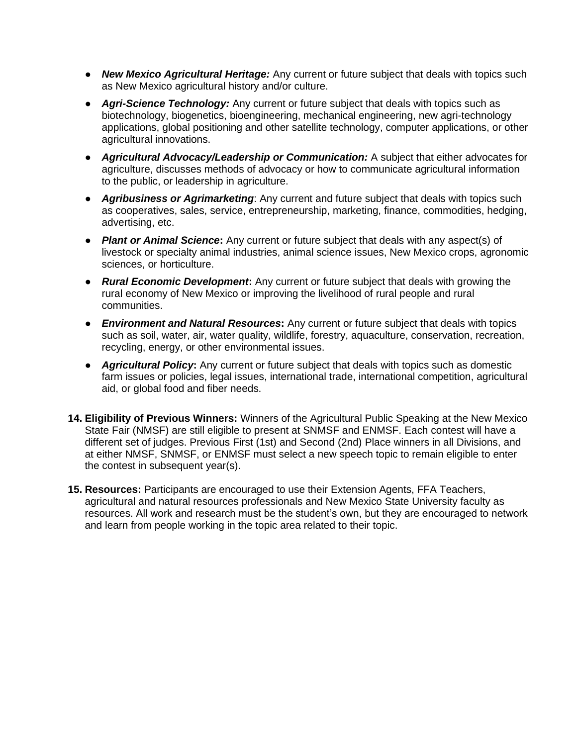- ***New Mexico Agricultural Heritage:*** Any current or future subject that deals with topics such as New Mexico agricultural history and/or culture.
- ***Agri-Science Technology:*** Any current or future subject that deals with topics such as biotechnology, biogenetics, bioengineering, mechanical engineering, new agri-technology applications, global positioning and other satellite technology, computer applications, or other agricultural innovations.
- ***Agricultural Advocacy/Leadership or Communication:*** A subject that either advocates for agriculture, discusses methods of advocacy or how to communicate agricultural information to the public, or leadership in agriculture.
- ***Agribusiness or Agrimarketing***: Any current and future subject that deals with topics such as cooperatives, sales, service, entrepreneurship, marketing, finance, commodities, hedging, advertising, etc.
- ***Plant or Animal Science*****:** Any current or future subject that deals with any aspect(s) of livestock or specialty animal industries, animal science issues, New Mexico crops, agronomic sciences, or horticulture.
- ***Rural Economic Development*****:** Any current or future subject that deals with growing the rural economy of New Mexico or improving the livelihood of rural people and rural communities.
- ***Environment and Natural Resources*****:** Any current or future subject that deals with topics such as soil, water, air, water quality, wildlife, forestry, aquaculture, conservation, recreation, recycling, energy, or other environmental issues.
- ***Agricultural Policy*****:** Any current or future subject that deals with topics such as domestic farm issues or policies, legal issues, international trade, international competition, agricultural aid, or global food and fiber needs.

14. **Eligibility of Previous Winners:** Winners of the Agricultural Public Speaking at the New Mexico State Fair (NMSF) are still eligible to present at SNMSF and ENMSF. Each contest will have a different set of judges. Previous First (1st) and Second (2nd) Place winners in all Divisions, and at either NMSF, SNMSF, or ENMSF must select a new speech topic to remain eligible to enter the contest in subsequent year(s).

15. **Resources:** Participants are encouraged to use their Extension Agents, FFA Teachers, agricultural and natural resources professionals and New Mexico State University faculty as resources. All work and research must be the student's own, but they are encouraged to network and learn from people working in the topic area related to their topic.